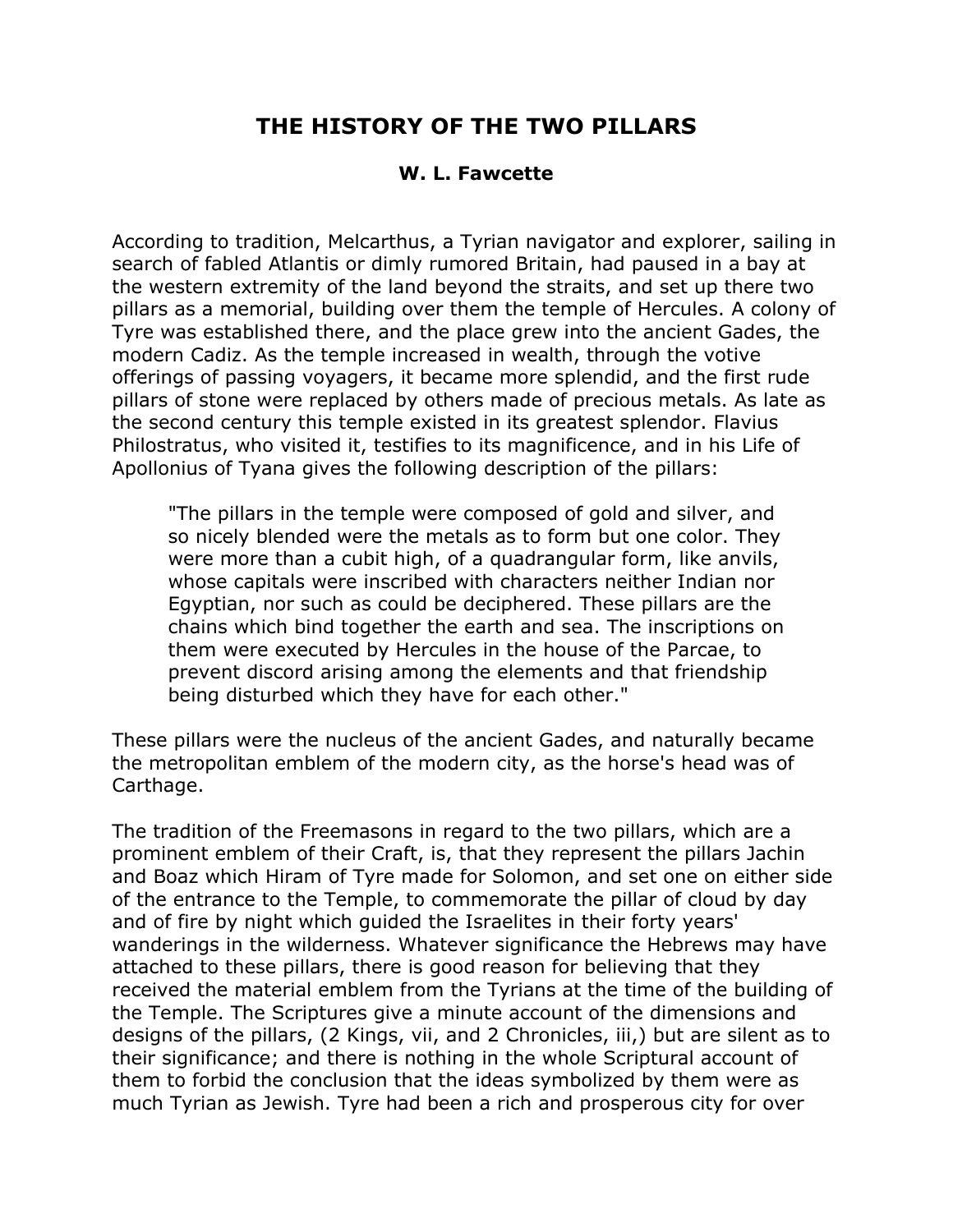# THE HISTORY OF THE TWO PILLARS

**W. L. Fawcette**

According to tradition, Melcarthus, a Tyrian navigator and explorer, sailing in search of fabled Atlantis or dimly rumored Britain, had paused in a bay at the western extremity of the land beyond the straits, and set up there two pillars as a memorial, building over them the temple of Hercules. A colony of Tyre was established there, and the place grew into the ancient Gades, the modern Cadiz. As the temple increased in wealth, through the votive offerings of passing voyagers, it became more splendid, and the first rude pillars of stone were replaced by others made of precious metals. As late as the second century this temple existed in its greatest splendor. Flavius Philostratus, who visited it, testifies to its magnificence, and in his Life of Apollonius of Tyana gives the following description of the pillars:

> "The pillars in the temple were composed of gold and silver, and so nicely blended were the metals as to form but one color. They were more than a cubit high, of a quadrangular form, like anvils, whose capitals were inscribed with characters neither Indian nor Egyptian, nor such as could be deciphered. These pillars are the chains which bind together the earth and sea. The inscriptions on them were executed by Hercules in the house of the Parcae, to prevent discord arising among the elements and that friendship being disturbed which they have for each other."

These pillars were the nucleus of the ancient Gades, and naturally became the metropolitan emblem of the modern city, as the horse's head was of Carthage.

The tradition of the Freemasons in regard to the two pillars, which are a prominent emblem of their Craft, is, that they represent the pillars Jachin and Boaz which Hiram of Tyre made for Solomon, and set one on either side of the entrance to the Temple, to commemorate the pillar of cloud by day and of fire by night which guided the Israelites in their forty years' wanderings in the wilderness. Whatever significance the Hebrews may have attached to these pillars, there is good reason for believing that they received the material emblem from the Tyrians at the time of the building of the Temple. The Scriptures give a minute account of the dimensions and designs of the pillars, (2 Kings, vii, and 2 Chronicles, iii,) but are silent as to their significance; and there is nothing in the whole Scriptural account of them to forbid the conclusion that the ideas symbolized by them were as much Tyrian as Jewish. Tyre had been a rich and prosperous city for over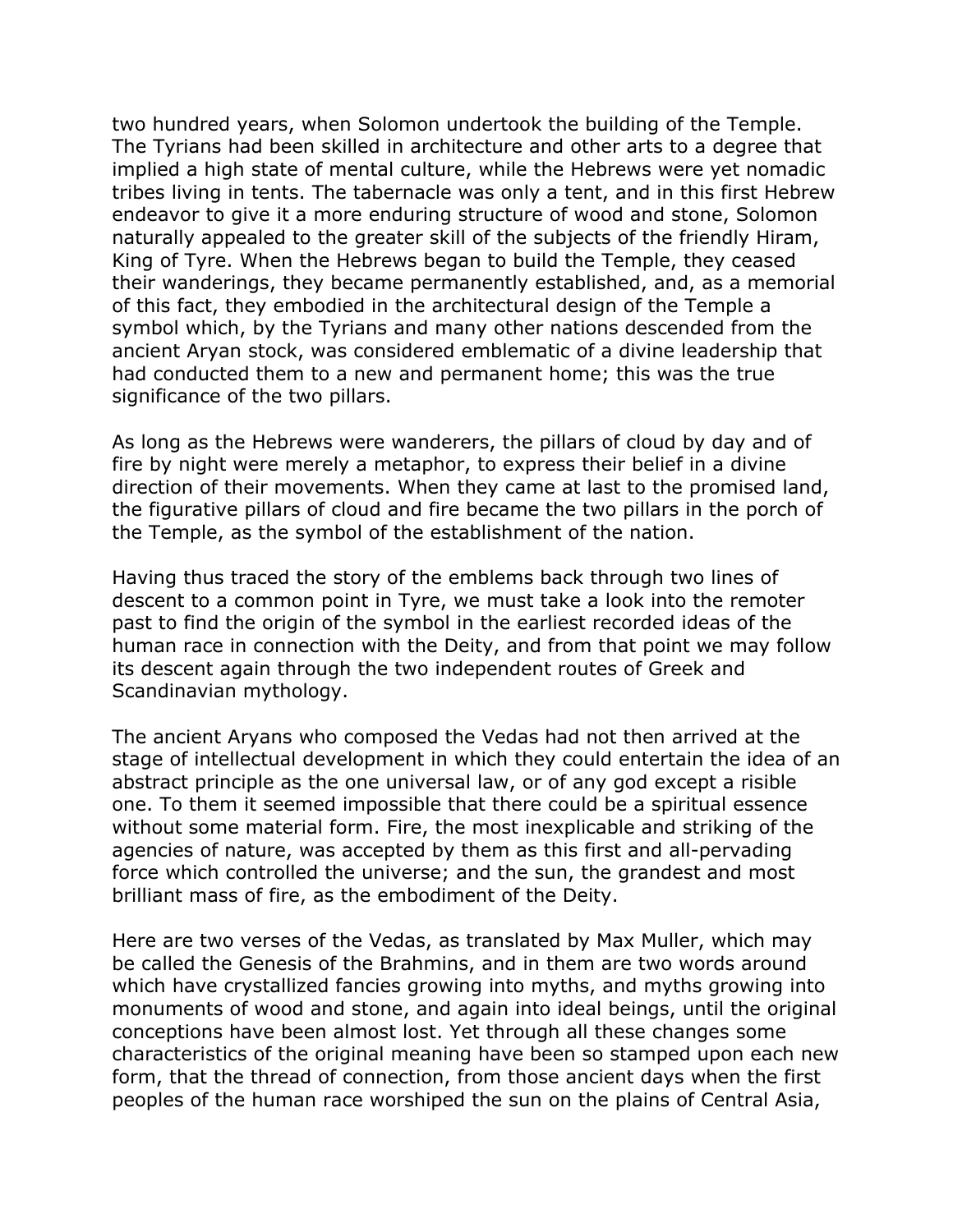two hundred years, when Solomon undertook the building of the Temple. The Tyrians had been skilled in architecture and other arts to a degree that implied a high state of mental culture, while the Hebrews were yet nomadic tribes living in tents. The tabernacle was only a tent, and in this first Hebrew endeavor to give it a more enduring structure of wood and stone, Solomon naturally appealed to the greater skill of the subjects of the friendly Hiram, King of Tyre. When the Hebrews began to build the Temple, they ceased their wanderings, they became permanently established, and, as a memorial of this fact, they embodied in the architectural design of the Temple a symbol which, by the Tyrians and many other nations descended from the ancient Aryan stock, was considered emblematic of a divine leadership that had conducted them to a new and permanent home; this was the true significance of the two pillars.

As long as the Hebrews were wanderers, the pillars of cloud by day and of fire by night were merely a metaphor, to express their belief in a divine direction of their movements. When they came at last to the promised land, the figurative pillars of cloud and fire became the two pillars in the porch of the Temple, as the symbol of the establishment of the nation.

Having thus traced the story of the emblems back through two lines of descent to a common point in Tyre, we must take a look into the remoter past to find the origin of the symbol in the earliest recorded ideas of the human race in connection with the Deity, and from that point we may follow its descent again through the two independent routes of Greek and Scandinavian mythology.

The ancient Aryans who composed the Vedas had not then arrived at the stage of intellectual development in which they could entertain the idea of an abstract principle as the one universal law, or of any god except a risible one. To them it seemed impossible that there could be a spiritual essence without some material form. Fire, the most inexplicable and striking of the agencies of nature, was accepted by them as this first and all-pervading force which controlled the universe; and the sun, the grandest and most brilliant mass of fire, as the embodiment of the Deity.

Here are two verses of the Vedas, as translated by Max Muller, which may be called the Genesis of the Brahmins, and in them are two words around which have crystallized fancies growing into myths, and myths growing into monuments of wood and stone, and again into ideal beings, until the original conceptions have been almost lost. Yet through all these changes some characteristics of the original meaning have been so stamped upon each new form, that the thread of connection, from those ancient days when the first peoples of the human race worshiped the sun on the plains of Central Asia,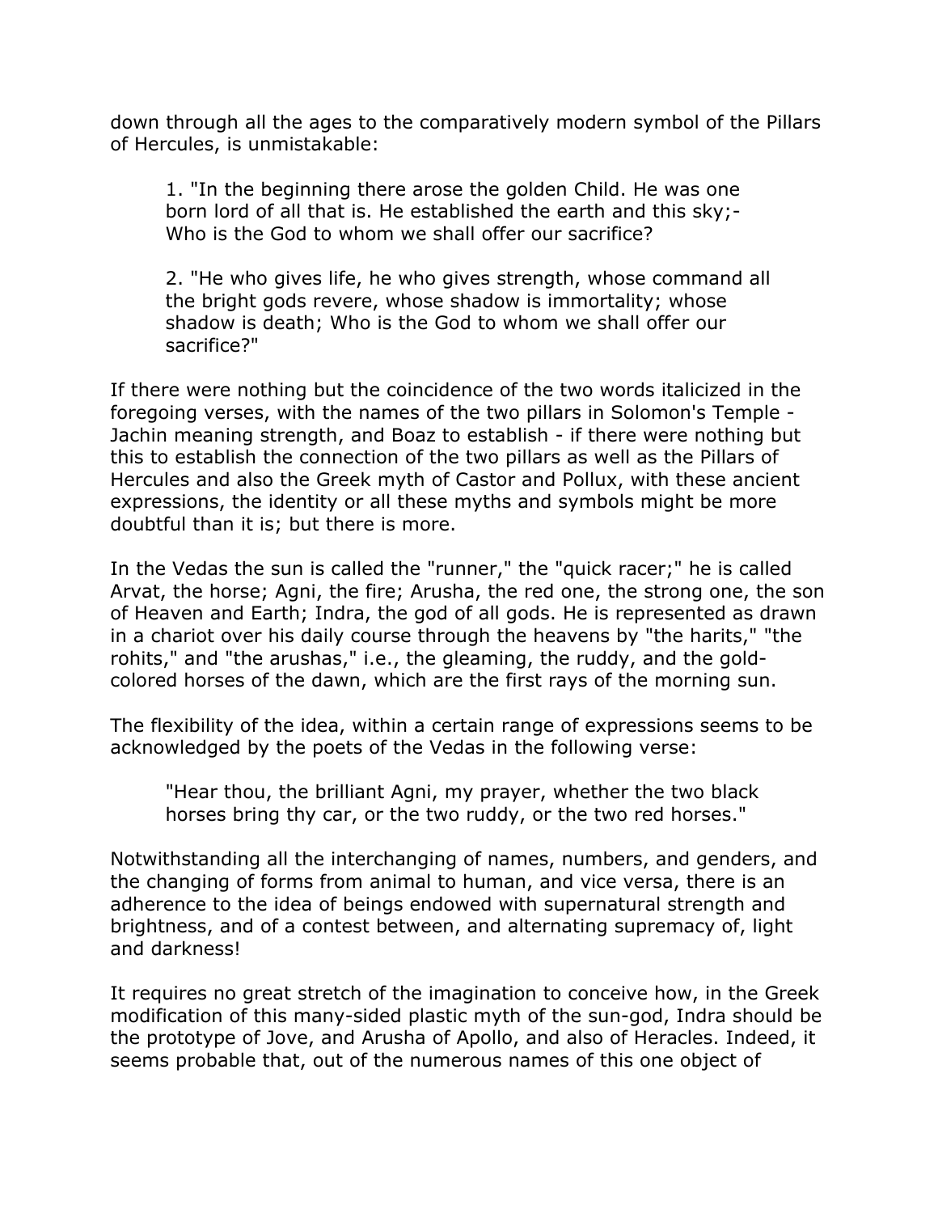down through all the ages to the comparatively modern symbol of the Pillars of Hercules, is unmistakable:

> 1. "In the beginning there arose the golden Child. He was one born lord of all that is. He established the earth and this sky;- Who is the God to whom we shall offer our sacrifice?
>
> 2. "He who gives life, he who gives strength, whose command all the bright gods revere, whose shadow is immortality; whose shadow is death; Who is the God to whom we shall offer our sacrifice?"

If there were nothing but the coincidence of the two words italicized in the foregoing verses, with the names of the two pillars in Solomon's Temple - Jachin meaning strength, and Boaz to establish - if there were nothing but this to establish the connection of the two pillars as well as the Pillars of Hercules and also the Greek myth of Castor and Pollux, with these ancient expressions, the identity or all these myths and symbols might be more doubtful than it is; but there is more.

In the Vedas the sun is called the "runner," the "quick racer;" he is called Arvat, the horse; Agni, the fire; Arusha, the red one, the strong one, the son of Heaven and Earth; Indra, the god of all gods. He is represented as drawn in a chariot over his daily course through the heavens by "the harits," "the rohits," and "the arushas," i.e., the gleaming, the ruddy, and the gold-colored horses of the dawn, which are the first rays of the morning sun.

The flexibility of the idea, within a certain range of expressions seems to be acknowledged by the poets of the Vedas in the following verse:

> "Hear thou, the brilliant Agni, my prayer, whether the two black horses bring thy car, or the two ruddy, or the two red horses."

Notwithstanding all the interchanging of names, numbers, and genders, and the changing of forms from animal to human, and vice versa, there is an adherence to the idea of beings endowed with supernatural strength and brightness, and of a contest between, and alternating supremacy of, light and darkness!

It requires no great stretch of the imagination to conceive how, in the Greek modification of this many-sided plastic myth of the sun-god, Indra should be the prototype of Jove, and Arusha of Apollo, and also of Heracles. Indeed, it seems probable that, out of the numerous names of this one object of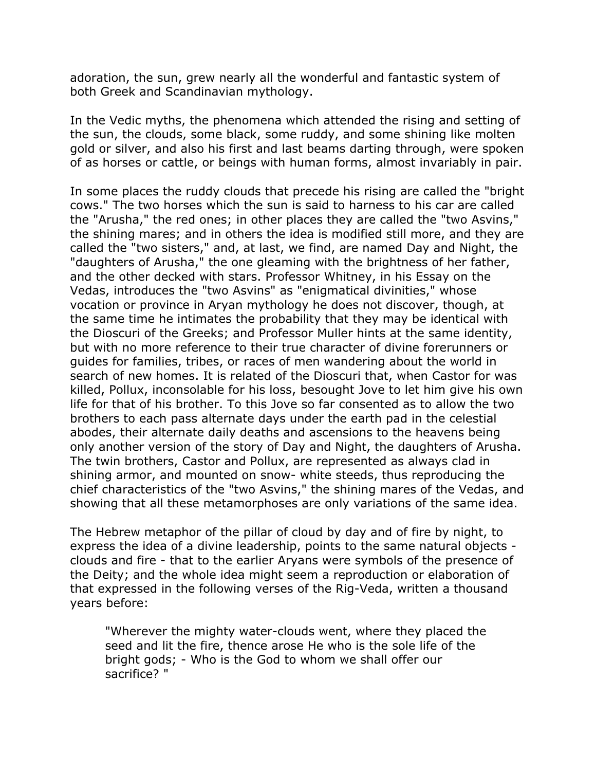adoration, the sun, grew nearly all the wonderful and fantastic system of both Greek and Scandinavian mythology.

In the Vedic myths, the phenomena which attended the rising and setting of the sun, the clouds, some black, some ruddy, and some shining like molten gold or silver, and also his first and last beams darting through, were spoken of as horses or cattle, or beings with human forms, almost invariably in pair.

In some places the ruddy clouds that precede his rising are called the "bright cows." The two horses which the sun is said to harness to his car are called the "Arusha," the red ones; in other places they are called the "two Asvins," the shining mares; and in others the idea is modified still more, and they are called the "two sisters," and, at last, we find, are named Day and Night, the "daughters of Arusha," the one gleaming with the brightness of her father, and the other decked with stars. Professor Whitney, in his Essay on the Vedas, introduces the "two Asvins" as "enigmatical divinities," whose vocation or province in Aryan mythology he does not discover, though, at the same time he intimates the probability that they may be identical with the Dioscuri of the Greeks; and Professor Muller hints at the same identity, but with no more reference to their true character of divine forerunners or guides for families, tribes, or races of men wandering about the world in search of new homes. It is related of the Dioscuri that, when Castor for was killed, Pollux, inconsolable for his loss, besought Jove to let him give his own life for that of his brother. To this Jove so far consented as to allow the two brothers to each pass alternate days under the earth pad in the celestial abodes, their alternate daily deaths and ascensions to the heavens being only another version of the story of Day and Night, the daughters of Arusha. The twin brothers, Castor and Pollux, are represented as always clad in shining armor, and mounted on snow- white steeds, thus reproducing the chief characteristics of the "two Asvins," the shining mares of the Vedas, and showing that all these metamorphoses are only variations of the same idea.

The Hebrew metaphor of the pillar of cloud by day and of fire by night, to express the idea of a divine leadership, points to the same natural objects - clouds and fire - that to the earlier Aryans were symbols of the presence of the Deity; and the whole idea might seem a reproduction or elaboration of that expressed in the following verses of the Rig-Veda, written a thousand years before:

> "Wherever the mighty water-clouds went, where they placed the seed and lit the fire, thence arose He who is the sole life of the bright gods; - Who is the God to whom we shall offer our sacrifice? "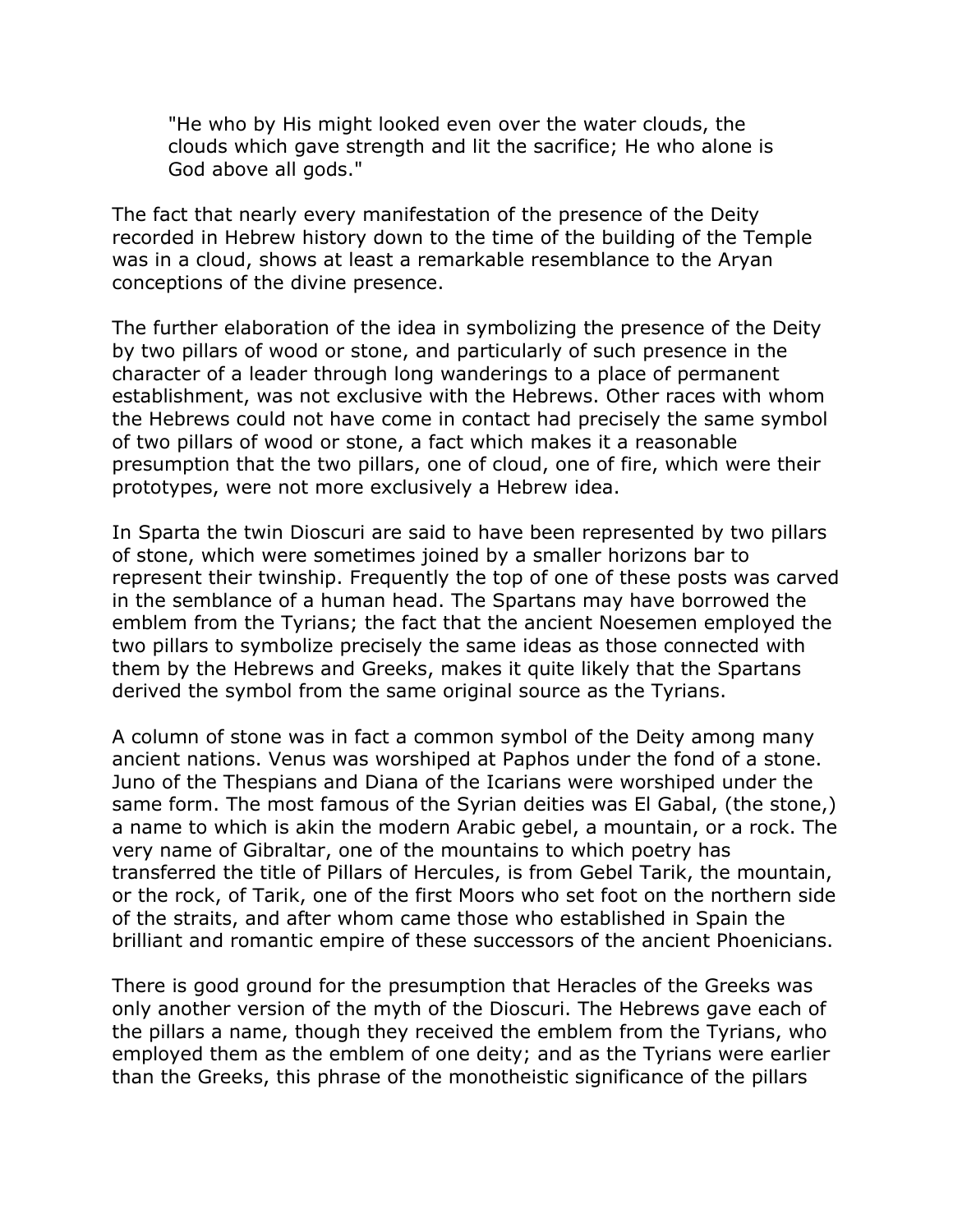> "He who by His might looked even over the water clouds, the clouds which gave strength and lit the sacrifice; He who alone is God above all gods."

The fact that nearly every manifestation of the presence of the Deity recorded in Hebrew history down to the time of the building of the Temple was in a cloud, shows at least a remarkable resemblance to the Aryan conceptions of the divine presence.

The further elaboration of the idea in symbolizing the presence of the Deity by two pillars of wood or stone, and particularly of such presence in the character of a leader through long wanderings to a place of permanent establishment, was not exclusive with the Hebrews. Other races with whom the Hebrews could not have come in contact had precisely the same symbol of two pillars of wood or stone, a fact which makes it a reasonable presumption that the two pillars, one of cloud, one of fire, which were their prototypes, were not more exclusively a Hebrew idea.

In Sparta the twin Dioscuri are said to have been represented by two pillars of stone, which were sometimes joined by a smaller horizons bar to represent their twinship. Frequently the top of one of these posts was carved in the semblance of a human head. The Spartans may have borrowed the emblem from the Tyrians; the fact that the ancient Noesemen employed the two pillars to symbolize precisely the same ideas as those connected with them by the Hebrews and Greeks, makes it quite likely that the Spartans derived the symbol from the same original source as the Tyrians.

A column of stone was in fact a common symbol of the Deity among many ancient nations. Venus was worshiped at Paphos under the fond of a stone. Juno of the Thespians and Diana of the Icarians were worshiped under the same form. The most famous of the Syrian deities was El Gabal, (the stone,) a name to which is akin the modern Arabic gebel, a mountain, or a rock. The very name of Gibraltar, one of the mountains to which poetry has transferred the title of Pillars of Hercules, is from Gebel Tarik, the mountain, or the rock, of Tarik, one of the first Moors who set foot on the northern side of the straits, and after whom came those who established in Spain the brilliant and romantic empire of these successors of the ancient Phoenicians.

There is good ground for the presumption that Heracles of the Greeks was only another version of the myth of the Dioscuri. The Hebrews gave each of the pillars a name, though they received the emblem from the Tyrians, who employed them as the emblem of one deity; and as the Tyrians were earlier than the Greeks, this phrase of the monotheistic significance of the pillars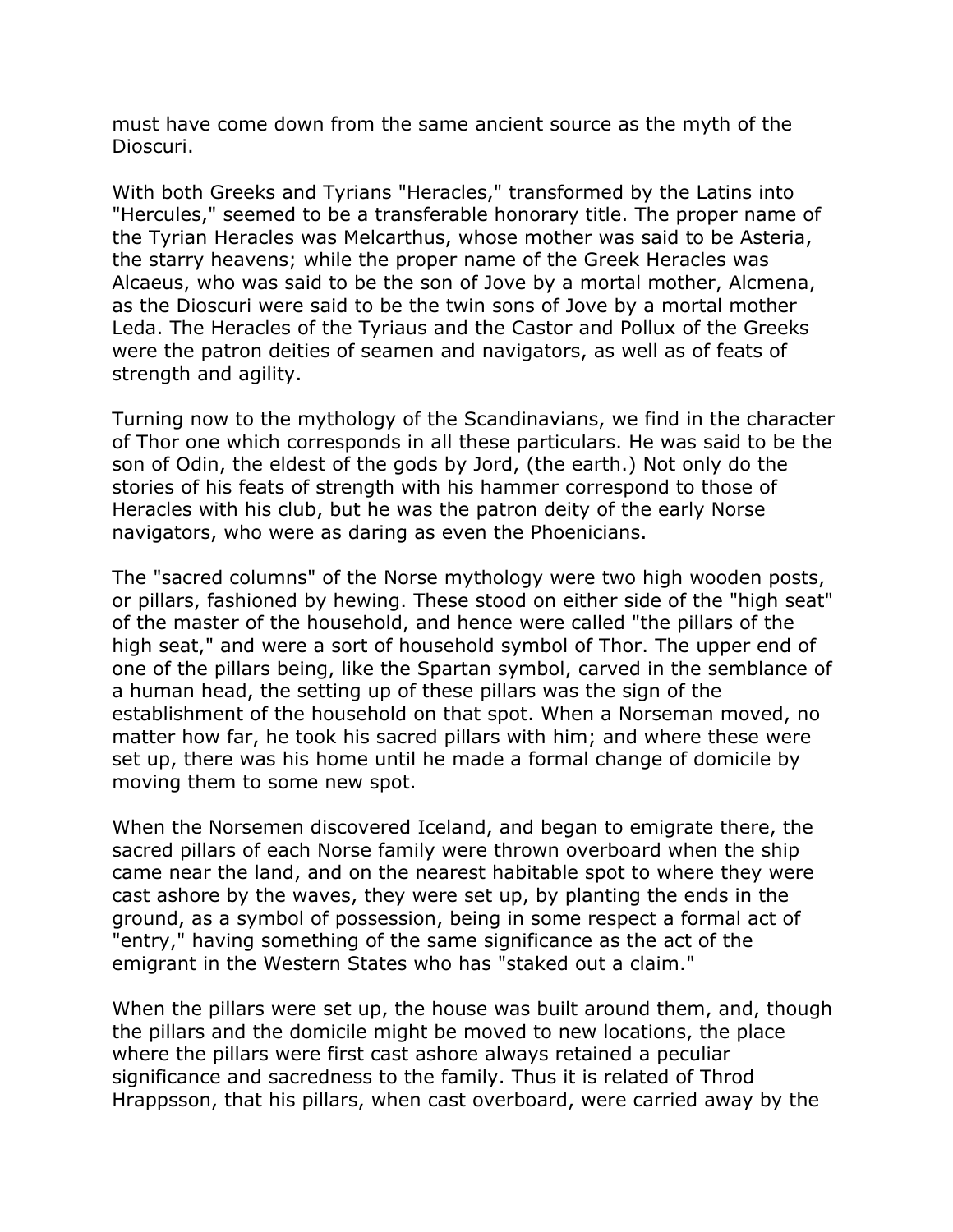must have come down from the same ancient source as the myth of the Dioscuri.

With both Greeks and Tyrians "Heracles," transformed by the Latins into "Hercules," seemed to be a transferable honorary title. The proper name of the Tyrian Heracles was Melcarthus, whose mother was said to be Asteria, the starry heavens; while the proper name of the Greek Heracles was Alcaeus, who was said to be the son of Jove by a mortal mother, Alcmena, as the Dioscuri were said to be the twin sons of Jove by a mortal mother Leda. The Heracles of the Tyriaus and the Castor and Pollux of the Greeks were the patron deities of seamen and navigators, as well as of feats of strength and agility.

Turning now to the mythology of the Scandinavians, we find in the character of Thor one which corresponds in all these particulars. He was said to be the son of Odin, the eldest of the gods by Jord, (the earth.) Not only do the stories of his feats of strength with his hammer correspond to those of Heracles with his club, but he was the patron deity of the early Norse navigators, who were as daring as even the Phoenicians.

The "sacred columns" of the Norse mythology were two high wooden posts, or pillars, fashioned by hewing. These stood on either side of the "high seat" of the master of the household, and hence were called "the pillars of the high seat," and were a sort of household symbol of Thor. The upper end of one of the pillars being, like the Spartan symbol, carved in the semblance of a human head, the setting up of these pillars was the sign of the establishment of the household on that spot. When a Norseman moved, no matter how far, he took his sacred pillars with him; and where these were set up, there was his home until he made a formal change of domicile by moving them to some new spot.

When the Norsemen discovered Iceland, and began to emigrate there, the sacred pillars of each Norse family were thrown overboard when the ship came near the land, and on the nearest habitable spot to where they were cast ashore by the waves, they were set up, by planting the ends in the ground, as a symbol of possession, being in some respect a formal act of "entry," having something of the same significance as the act of the emigrant in the Western States who has "staked out a claim."

When the pillars were set up, the house was built around them, and, though the pillars and the domicile might be moved to new locations, the place where the pillars were first cast ashore always retained a peculiar significance and sacredness to the family. Thus it is related of Throd Hrappsson, that his pillars, when cast overboard, were carried away by the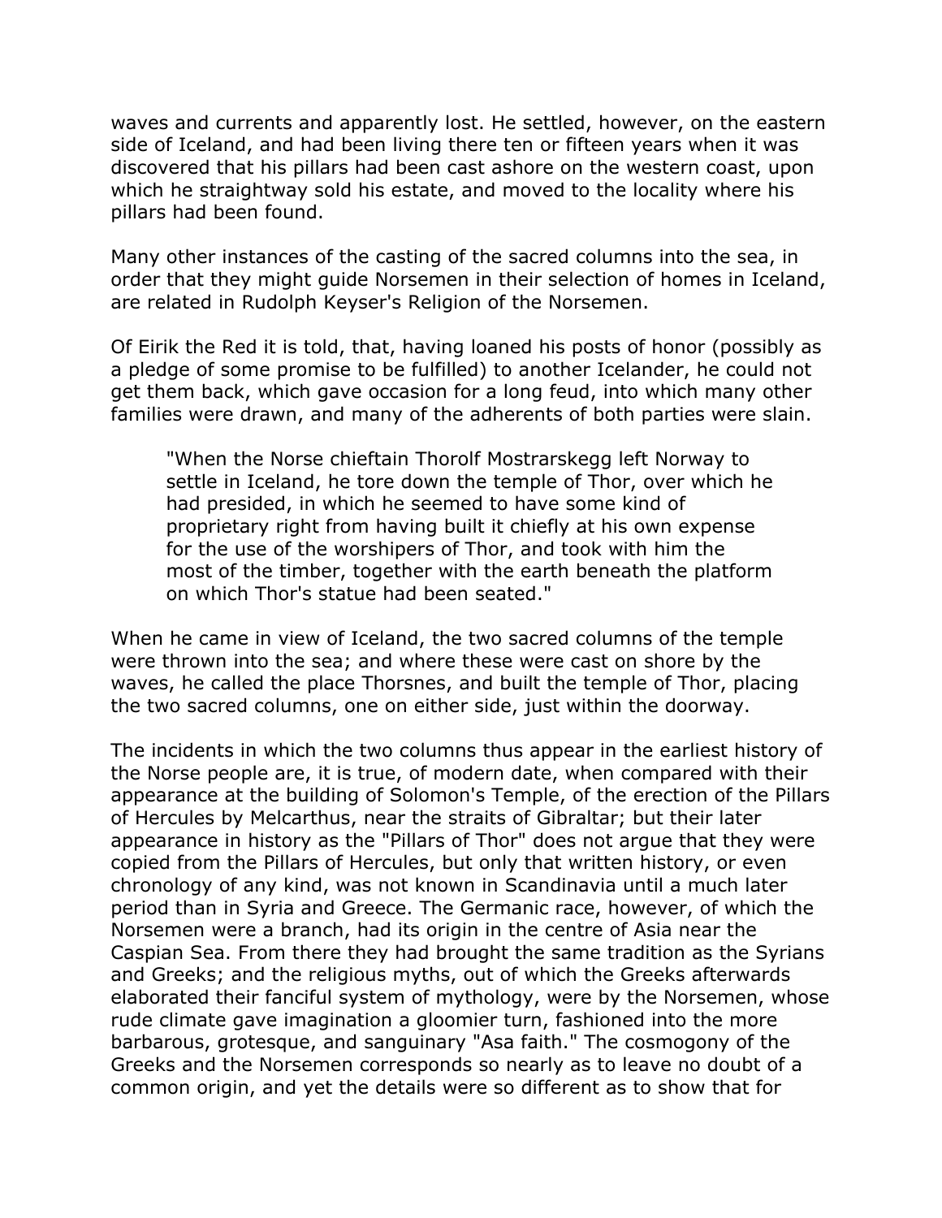waves and currents and apparently lost. He settled, however, on the eastern side of Iceland, and had been living there ten or fifteen years when it was discovered that his pillars had been cast ashore on the western coast, upon which he straightway sold his estate, and moved to the locality where his pillars had been found.

Many other instances of the casting of the sacred columns into the sea, in order that they might guide Norsemen in their selection of homes in Iceland, are related in Rudolph Keyser's Religion of the Norsemen.

Of Eirik the Red it is told, that, having loaned his posts of honor (possibly as a pledge of some promise to be fulfilled) to another Icelander, he could not get them back, which gave occasion for a long feud, into which many other families were drawn, and many of the adherents of both parties were slain.

> "When the Norse chieftain Thorolf Mostrarskegg left Norway to settle in Iceland, he tore down the temple of Thor, over which he had presided, in which he seemed to have some kind of proprietary right from having built it chiefly at his own expense for the use of the worshipers of Thor, and took with him the most of the timber, together with the earth beneath the platform on which Thor's statue had been seated."

When he came in view of Iceland, the two sacred columns of the temple were thrown into the sea; and where these were cast on shore by the waves, he called the place Thorsnes, and built the temple of Thor, placing the two sacred columns, one on either side, just within the doorway.

The incidents in which the two columns thus appear in the earliest history of the Norse people are, it is true, of modern date, when compared with their appearance at the building of Solomon's Temple, of the erection of the Pillars of Hercules by Melcarthus, near the straits of Gibraltar; but their later appearance in history as the "Pillars of Thor" does not argue that they were copied from the Pillars of Hercules, but only that written history, or even chronology of any kind, was not known in Scandinavia until a much later period than in Syria and Greece. The Germanic race, however, of which the Norsemen were a branch, had its origin in the centre of Asia near the Caspian Sea. From there they had brought the same tradition as the Syrians and Greeks; and the religious myths, out of which the Greeks afterwards elaborated their fanciful system of mythology, were by the Norsemen, whose rude climate gave imagination a gloomier turn, fashioned into the more barbarous, grotesque, and sanguinary "Asa faith." The cosmogony of the Greeks and the Norsemen corresponds so nearly as to leave no doubt of a common origin, and yet the details were so different as to show that for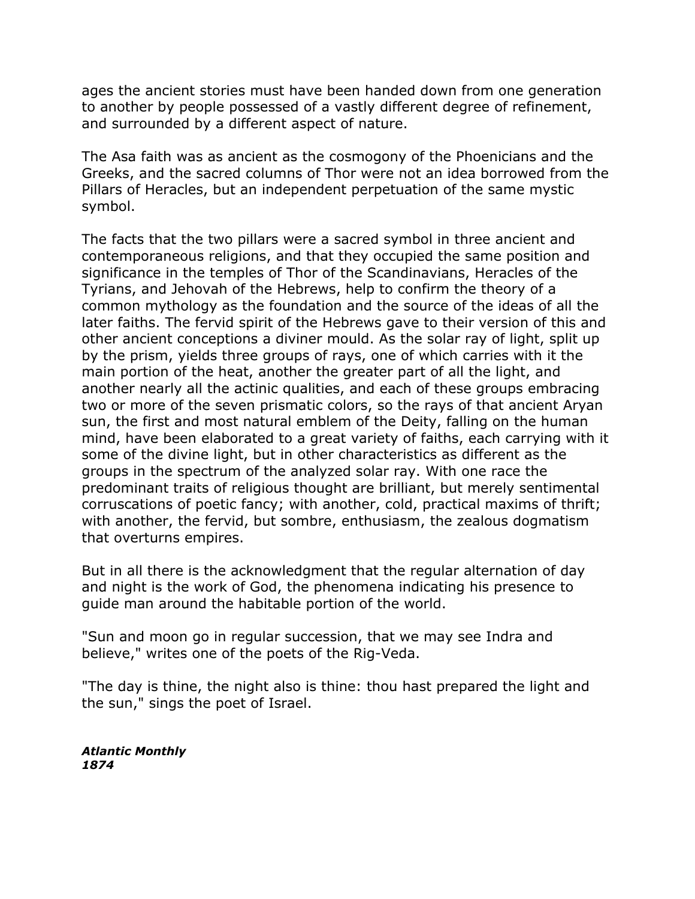ages the ancient stories must have been handed down from one generation to another by people possessed of a vastly different degree of refinement, and surrounded by a different aspect of nature.

The Asa faith was as ancient as the cosmogony of the Phoenicians and the Greeks, and the sacred columns of Thor were not an idea borrowed from the Pillars of Heracles, but an independent perpetuation of the same mystic symbol.

The facts that the two pillars were a sacred symbol in three ancient and contemporaneous religions, and that they occupied the same position and significance in the temples of Thor of the Scandinavians, Heracles of the Tyrians, and Jehovah of the Hebrews, help to confirm the theory of a common mythology as the foundation and the source of the ideas of all the later faiths. The fervid spirit of the Hebrews gave to their version of this and other ancient conceptions a diviner mould. As the solar ray of light, split up by the prism, yields three groups of rays, one of which carries with it the main portion of the heat, another the greater part of all the light, and another nearly all the actinic qualities, and each of these groups embracing two or more of the seven prismatic colors, so the rays of that ancient Aryan sun, the first and most natural emblem of the Deity, falling on the human mind, have been elaborated to a great variety of faiths, each carrying with it some of the divine light, but in other characteristics as different as the groups in the spectrum of the analyzed solar ray. With one race the predominant traits of religious thought are brilliant, but merely sentimental corruscations of poetic fancy; with another, cold, practical maxims of thrift; with another, the fervid, but sombre, enthusiasm, the zealous dogmatism that overturns empires.

But in all there is the acknowledgment that the regular alternation of day and night is the work of God, the phenomena indicating his presence to guide man around the habitable portion of the world.

"Sun and moon go in regular succession, that we may see Indra and believe," writes one of the poets of the Rig-Veda.

"The day is thine, the night also is thine: thou hast prepared the light and the sun," sings the poet of Israel.

***Atlantic Monthly***
***1874***